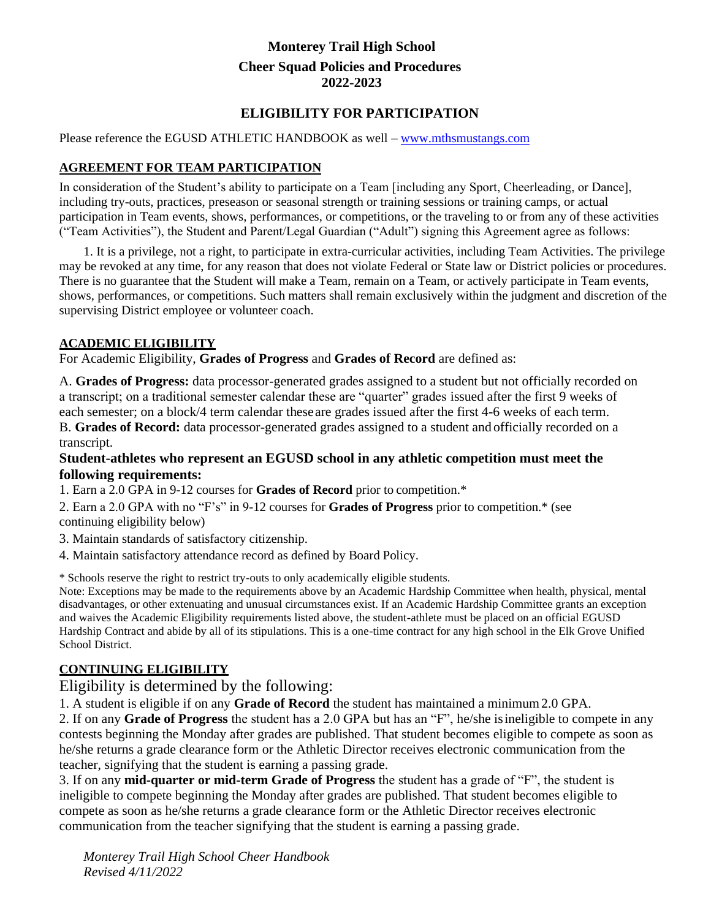# Monterey Trail High School

## Cheer Squad Policies and Procedures

## 2022-2023

## ELIGIBILITY FOR PARTICIPATION

Please reference the EGUSD ATHLETIC HANDBOOK as well – www.mthsmustangs.com

### AGREEMENT FOR TEAM PARTICIPATION

In consideration of the Student's ability to participate on a Team [including any Sport, Cheerleading, or Dance], including try-outs, practices, preseason or seasonal strength or training sessions or training camps, or actual participation in Team events, shows, performances, or competitions, or the traveling to or from any of these activities ("Team Activities"), the Student and Parent/Legal Guardian ("Adult") signing this Agreement agree as follows:

1. It is a privilege, not a right, to participate in extra-curricular activities, including Team Activities. The privilege may be revoked at any time, for any reason that does not violate Federal or State law or District policies or procedures. There is no guarantee that the Student will make a Team, remain on a Team, or actively participate in Team events, shows, performances, or competitions. Such matters shall remain exclusively within the judgment and discretion of the supervising District employee or volunteer coach.

### ACADEMIC ELIGIBILITY

For Academic Eligibility, **Grades of Progress** and **Grades of Record** are defined as:

A. **Grades of Progress:** data processor-generated grades assigned to a student but not officially recorded on a transcript; on a traditional semester calendar these are "quarter" grades issued after the first 9 weeks of each semester; on a block/4 term calendar these are grades issued after the first 4-6 weeks of each term.
B. **Grades of Record:** data processor-generated grades assigned to a student and officially recorded on a transcript.

**Student-athletes who represent an EGUSD school in any athletic competition must meet the following requirements:**

1. Earn a 2.0 GPA in 9-12 courses for **Grades of Record** prior to competition.*
2. Earn a 2.0 GPA with no "F's" in 9-12 courses for **Grades of Progress** prior to competition.* (see continuing eligibility below)
3. Maintain standards of satisfactory citizenship.
4. Maintain satisfactory attendance record as defined by Board Policy.

\* Schools reserve the right to restrict try-outs to only academically eligible students.
Note: Exceptions may be made to the requirements above by an Academic Hardship Committee when health, physical, mental disadvantages, or other extenuating and unusual circumstances exist. If an Academic Hardship Committee grants an exception and waives the Academic Eligibility requirements listed above, the student-athlete must be placed on an official EGUSD Hardship Contract and abide by all of its stipulations. This is a one-time contract for any high school in the Elk Grove Unified School District.

### CONTINUING ELIGIBILITY

Eligibility is determined by the following:

1. A student is eligible if on any **Grade of Record** the student has maintained a minimum 2.0 GPA.
2. If on any **Grade of Progress** the student has a 2.0 GPA but has an "F", he/she is ineligible to compete in any contests beginning the Monday after grades are published. That student becomes eligible to compete as soon as he/she returns a grade clearance form or the Athletic Director receives electronic communication from the teacher, signifying that the student is earning a passing grade.
3. If on any **mid-quarter or mid-term Grade of Progress** the student has a grade of "F", the student is ineligible to compete beginning the Monday after grades are published. That student becomes eligible to compete as soon as he/she returns a grade clearance form or the Athletic Director receives electronic communication from the teacher signifying that the student is earning a passing grade.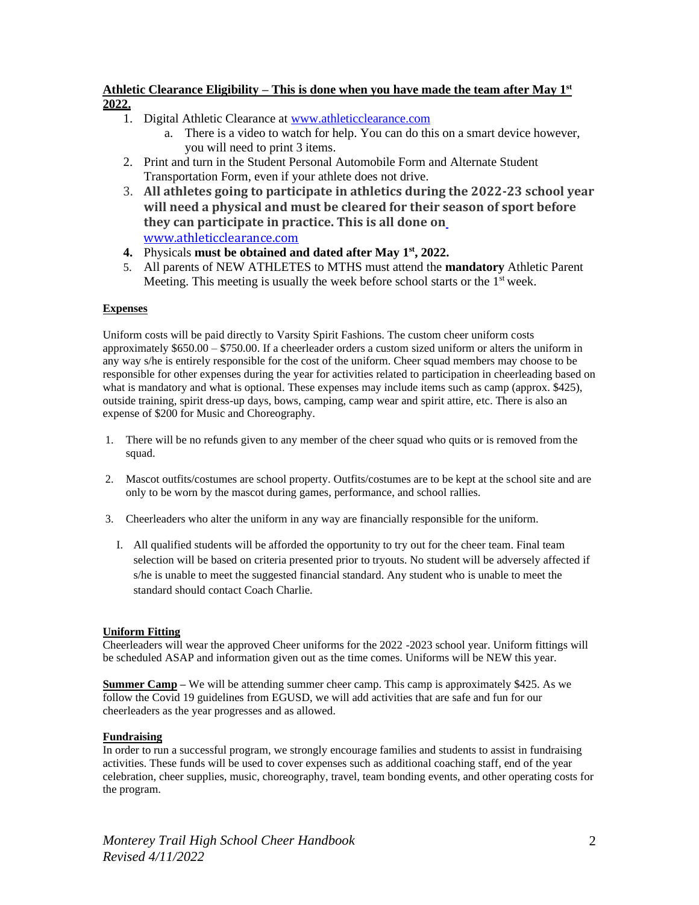**Athletic Clearance Eligibility – This is done when you have made the team after May 1st 2022.**

1. Digital Athletic Clearance at www.athleticclearance.com
   a. There is a video to watch for help. You can do this on a smart device however, you will need to print 3 items.
2. Print and turn in the Student Personal Automobile Form and Alternate Student Transportation Form, even if your athlete does not drive.
3. **All athletes going to participate in athletics during the 2022-23 school year will need a physical and must be cleared for their season of sport before they can participate in practice. This is all done on** www.athleticclearance.com
4. Physicals **must be obtained and dated after May 1st, 2022.**
5. All parents of NEW ATHLETES to MTHS must attend the **mandatory** Athletic Parent Meeting. This meeting is usually the week before school starts or the 1st week.

**Expenses**

Uniform costs will be paid directly to Varsity Spirit Fashions. The custom cheer uniform costs approximately $650.00 – $750.00. If a cheerleader orders a custom sized uniform or alters the uniform in any way s/he is entirely responsible for the cost of the uniform. Cheer squad members may choose to be responsible for other expenses during the year for activities related to participation in cheerleading based on what is mandatory and what is optional. These expenses may include items such as camp (approx. $425), outside training, spirit dress-up days, bows, camping, camp wear and spirit attire, etc. There is also an expense of $200 for Music and Choreography.

1. There will be no refunds given to any member of the cheer squad who quits or is removed from the squad.

2. Mascot outfits/costumes are school property. Outfits/costumes are to be kept at the school site and are only to be worn by the mascot during games, performance, and school rallies.

3. Cheerleaders who alter the uniform in any way are financially responsible for the uniform.

   I. All qualified students will be afforded the opportunity to try out for the cheer team. Final team selection will be based on criteria presented prior to tryouts. No student will be adversely affected if s/he is unable to meet the suggested financial standard. Any student who is unable to meet the standard should contact Coach Charlie.

**Uniform Fitting**

Cheerleaders will wear the approved Cheer uniforms for the 2022 -2023 school year. Uniform fittings will be scheduled ASAP and information given out as the time comes. Uniforms will be NEW this year.

**Summer Camp** – We will be attending summer cheer camp. This camp is approximately $425. As we follow the Covid 19 guidelines from EGUSD, we will add activities that are safe and fun for our cheerleaders as the year progresses and as allowed.

**Fundraising**

In order to run a successful program, we strongly encourage families and students to assist in fundraising activities. These funds will be used to cover expenses such as additional coaching staff, end of the year celebration, cheer supplies, music, choreography, travel, team bonding events, and other operating costs for the program.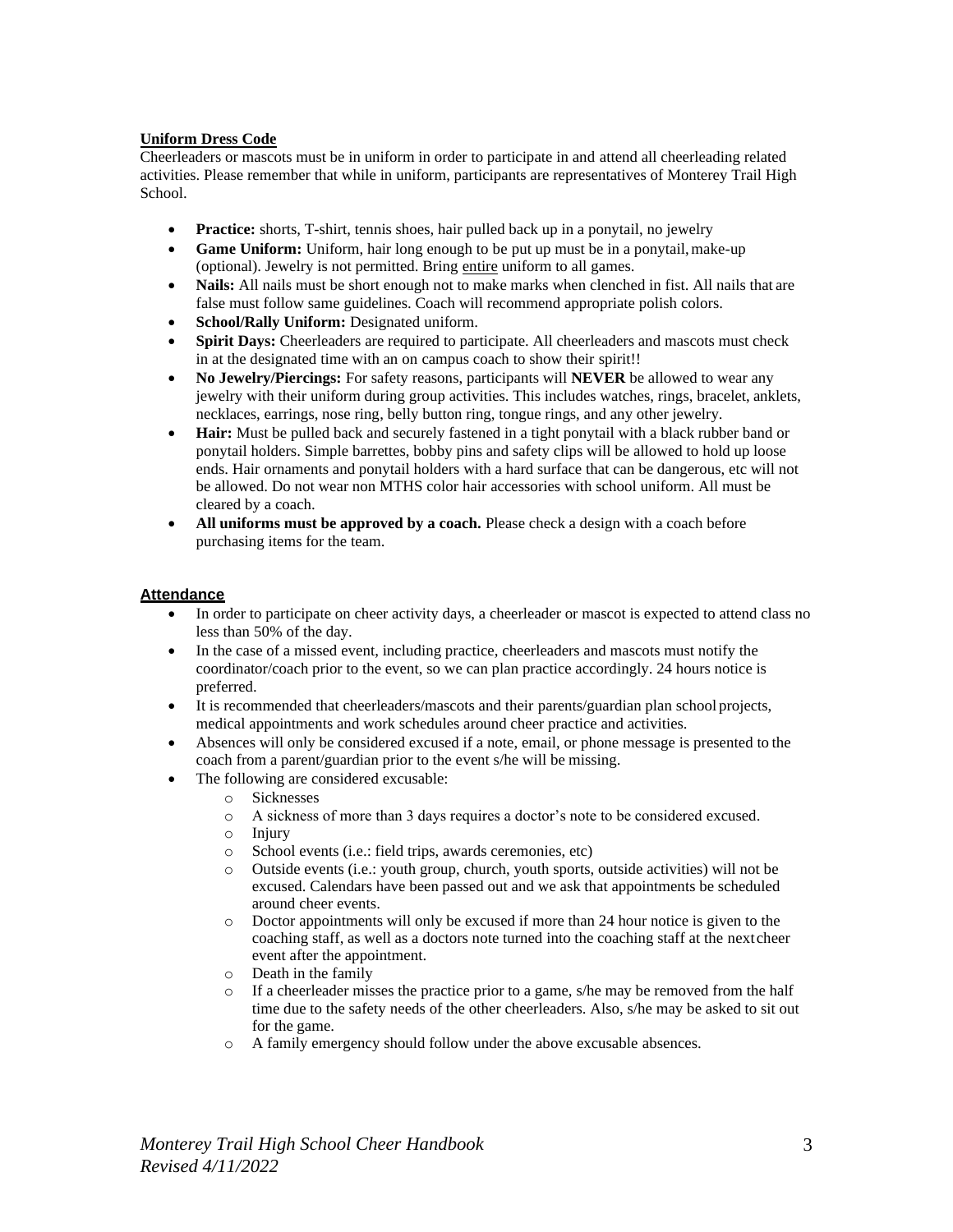**<u>Uniform Dress Code</u>**

Cheerleaders or mascots must be in uniform in order to participate in and attend all cheerleading related activities. Please remember that while in uniform, participants are representatives of Monterey Trail High School.

- **Practice:** shorts, T-shirt, tennis shoes, hair pulled back up in a ponytail, no jewelry
- **Game Uniform:** Uniform, hair long enough to be put up must be in a ponytail, make-up (optional). Jewelry is not permitted. Bring <u>entire</u> uniform to all games.
- **Nails:** All nails must be short enough not to make marks when clenched in fist. All nails that are false must follow same guidelines. Coach will recommend appropriate polish colors.
- **School/Rally Uniform:** Designated uniform.
- **Spirit Days:** Cheerleaders are required to participate. All cheerleaders and mascots must check in at the designated time with an on campus coach to show their spirit!!
- **No Jewelry/Piercings:** For safety reasons, participants will **NEVER** be allowed to wear any jewelry with their uniform during group activities. This includes watches, rings, bracelet, anklets, necklaces, earrings, nose ring, belly button ring, tongue rings, and any other jewelry.
- **Hair:** Must be pulled back and securely fastened in a tight ponytail with a black rubber band or ponytail holders. Simple barrettes, bobby pins and safety clips will be allowed to hold up loose ends. Hair ornaments and ponytail holders with a hard surface that can be dangerous, etc will not be allowed. Do not wear non MTHS color hair accessories with school uniform. All must be cleared by a coach.
- **All uniforms must be approved by a coach.** Please check a design with a coach before purchasing items for the team.

**<u>Attendance</u>**

- In order to participate on cheer activity days, a cheerleader or mascot is expected to attend class no less than 50% of the day.
- In the case of a missed event, including practice, cheerleaders and mascots must notify the coordinator/coach prior to the event, so we can plan practice accordingly. 24 hours notice is preferred.
- It is recommended that cheerleaders/mascots and their parents/guardian plan school projects, medical appointments and work schedules around cheer practice and activities.
- Absences will only be considered excused if a note, email, or phone message is presented to the coach from a parent/guardian prior to the event s/he will be missing.
- The following are considered excusable:
  - Sicknesses
  - A sickness of more than 3 days requires a doctor's note to be considered excused.
  - Injury
  - School events (i.e.: field trips, awards ceremonies, etc)
  - Outside events (i.e.: youth group, church, youth sports, outside activities) will not be excused. Calendars have been passed out and we ask that appointments be scheduled around cheer events.
  - Doctor appointments will only be excused if more than 24 hour notice is given to the coaching staff, as well as a doctors note turned into the coaching staff at the next cheer event after the appointment.
  - Death in the family
  - If a cheerleader misses the practice prior to a game, s/he may be removed from the half time due to the safety needs of the other cheerleaders. Also, s/he may be asked to sit out for the game.
  - A family emergency should follow under the above excusable absences.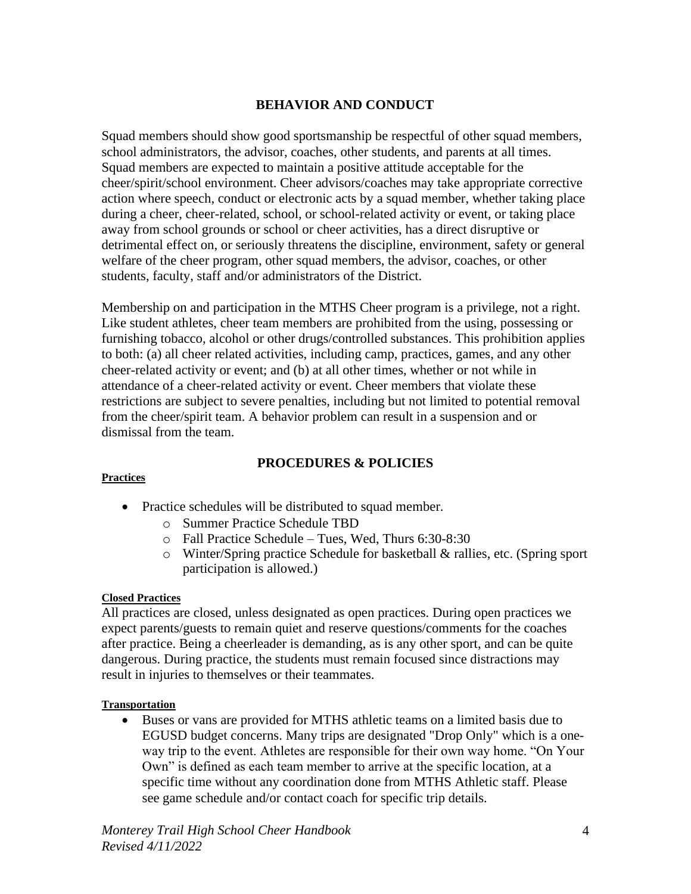## BEHAVIOR AND CONDUCT

Squad members should show good sportsmanship be respectful of other squad members, school administrators, the advisor, coaches, other students, and parents at all times. Squad members are expected to maintain a positive attitude acceptable for the cheer/spirit/school environment. Cheer advisors/coaches may take appropriate corrective action where speech, conduct or electronic acts by a squad member, whether taking place during a cheer, cheer-related, school, or school-related activity or event, or taking place away from school grounds or school or cheer activities, has a direct disruptive or detrimental effect on, or seriously threatens the discipline, environment, safety or general welfare of the cheer program, other squad members, the advisor, coaches, or other students, faculty, staff and/or administrators of the District.

Membership on and participation in the MTHS Cheer program is a privilege, not a right. Like student athletes, cheer team members are prohibited from the using, possessing or furnishing tobacco, alcohol or other drugs/controlled substances. This prohibition applies to both: (a) all cheer related activities, including camp, practices, games, and any other cheer-related activity or event; and (b) at all other times, whether or not while in attendance of a cheer-related activity or event. Cheer members that violate these restrictions are subject to severe penalties, including but not limited to potential removal from the cheer/spirit team. A behavior problem can result in a suspension and or dismissal from the team.

## PROCEDURES & POLICIES

**Practices**

- Practice schedules will be distributed to squad member.
  - Summer Practice Schedule TBD
  - Fall Practice Schedule – Tues, Wed, Thurs 6:30-8:30
  - Winter/Spring practice Schedule for basketball & rallies, etc. (Spring sport participation is allowed.)

**Closed Practices**

All practices are closed, unless designated as open practices. During open practices we expect parents/guests to remain quiet and reserve questions/comments for the coaches after practice. Being a cheerleader is demanding, as is any other sport, and can be quite dangerous. During practice, the students must remain focused since distractions may result in injuries to themselves or their teammates.

**Transportation**

- Buses or vans are provided for MTHS athletic teams on a limited basis due to EGUSD budget concerns. Many trips are designated "Drop Only" which is a one-way trip to the event. Athletes are responsible for their own way home. "On Your Own" is defined as each team member to arrive at the specific location, at a specific time without any coordination done from MTHS Athletic staff. Please see game schedule and/or contact coach for specific trip details.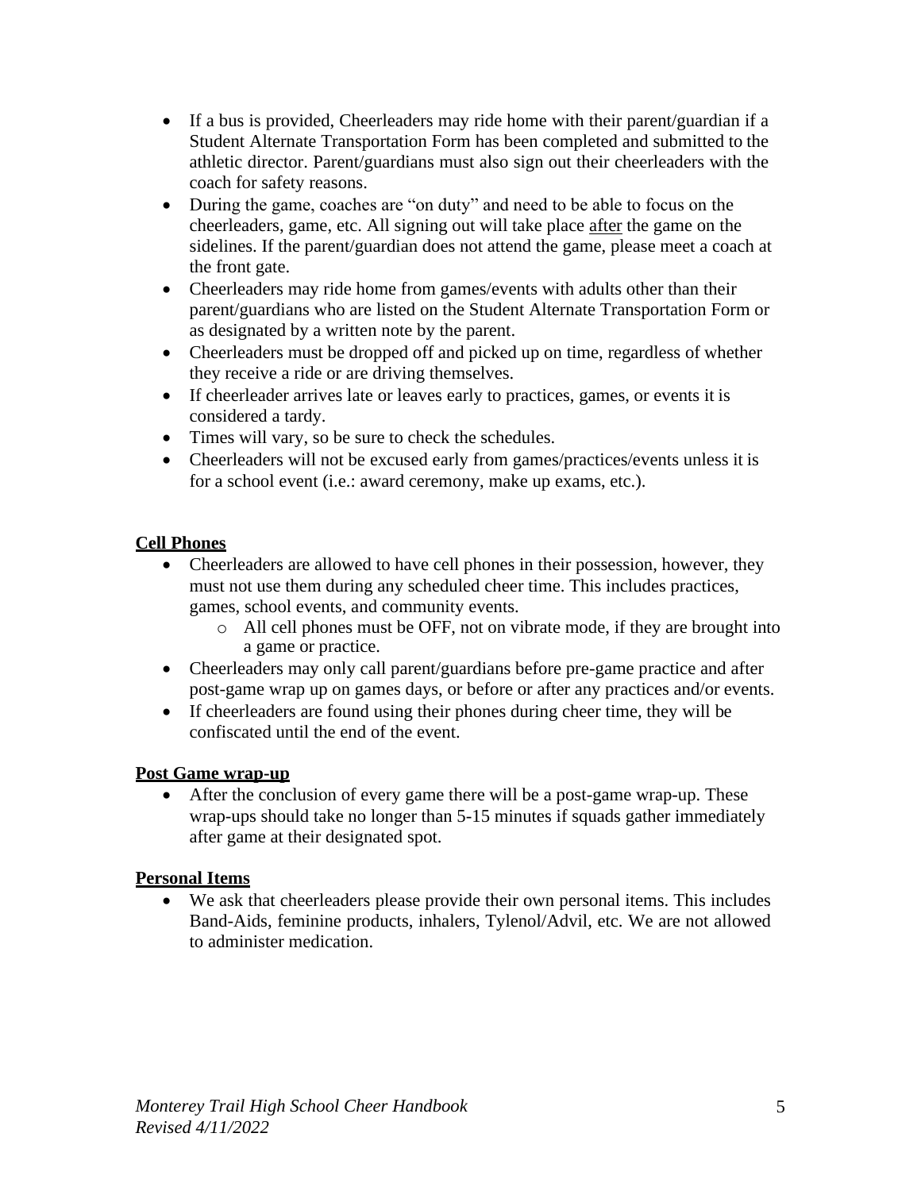- If a bus is provided, Cheerleaders may ride home with their parent/guardian if a Student Alternate Transportation Form has been completed and submitted to the athletic director. Parent/guardians must also sign out their cheerleaders with the coach for safety reasons.
- During the game, coaches are "on duty" and need to be able to focus on the cheerleaders, game, etc. All signing out will take place <u>after</u> the game on the sidelines. If the parent/guardian does not attend the game, please meet a coach at the front gate.
- Cheerleaders may ride home from games/events with adults other than their parent/guardians who are listed on the Student Alternate Transportation Form or as designated by a written note by the parent.
- Cheerleaders must be dropped off and picked up on time, regardless of whether they receive a ride or are driving themselves.
- If cheerleader arrives late or leaves early to practices, games, or events it is considered a tardy.
- Times will vary, so be sure to check the schedules.
- Cheerleaders will not be excused early from games/practices/events unless it is for a school event (i.e.: award ceremony, make up exams, etc.).

**<u>Cell Phones</u>**

- Cheerleaders are allowed to have cell phones in their possession, however, they must not use them during any scheduled cheer time. This includes practices, games, school events, and community events.
  - All cell phones must be OFF, not on vibrate mode, if they are brought into a game or practice.
- Cheerleaders may only call parent/guardians before pre-game practice and after post-game wrap up on games days, or before or after any practices and/or events.
- If cheerleaders are found using their phones during cheer time, they will be confiscated until the end of the event.

**<u>Post Game wrap-up</u>**

- After the conclusion of every game there will be a post-game wrap-up. These wrap-ups should take no longer than 5-15 minutes if squads gather immediately after game at their designated spot.

**<u>Personal Items</u>**

- We ask that cheerleaders please provide their own personal items. This includes Band-Aids, feminine products, inhalers, Tylenol/Advil, etc. We are not allowed to administer medication.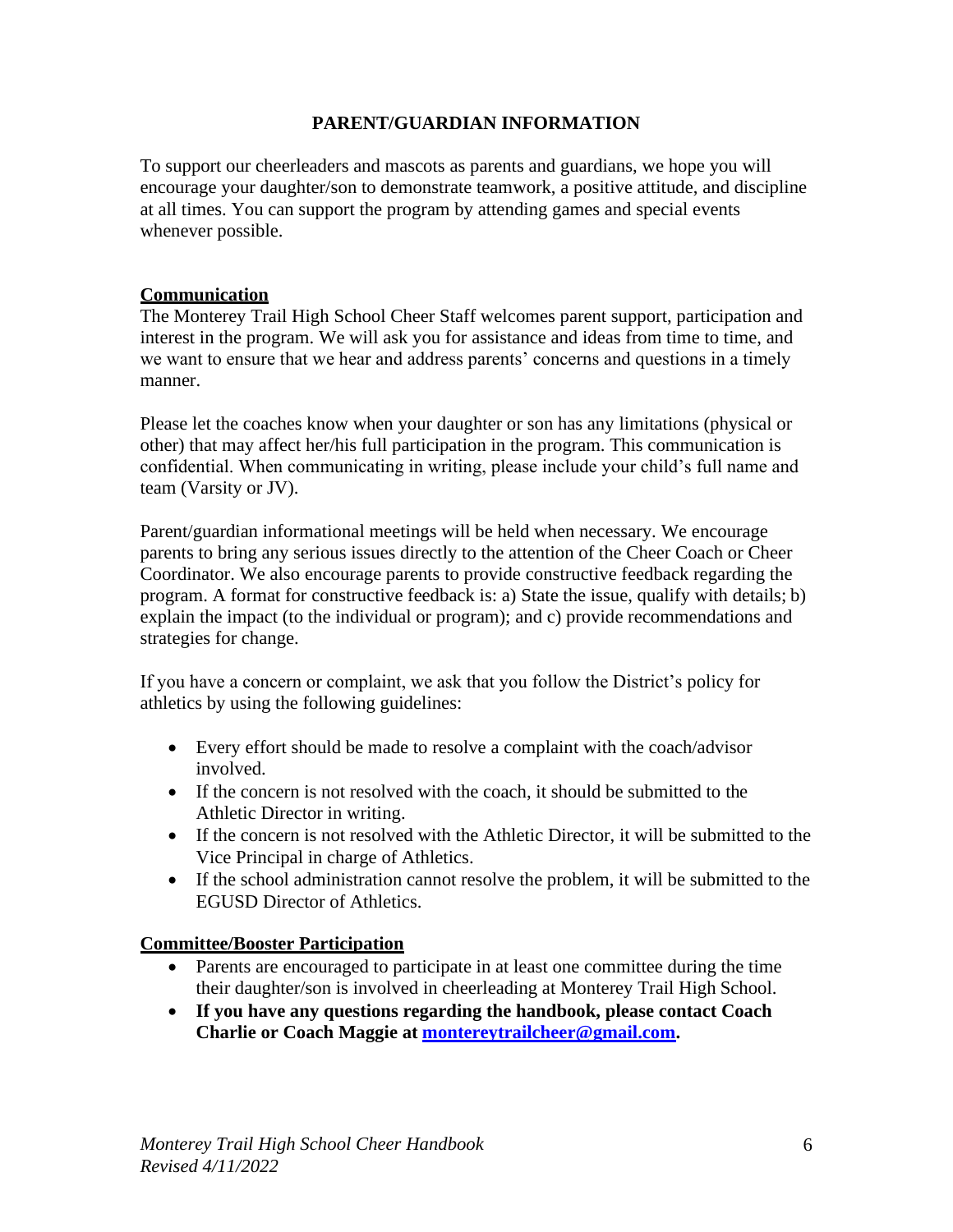## PARENT/GUARDIAN INFORMATION

To support our cheerleaders and mascots as parents and guardians, we hope you will encourage your daughter/son to demonstrate teamwork, a positive attitude, and discipline at all times. You can support the program by attending games and special events whenever possible.

### Communication

The Monterey Trail High School Cheer Staff welcomes parent support, participation and interest in the program. We will ask you for assistance and ideas from time to time, and we want to ensure that we hear and address parents' concerns and questions in a timely manner.

Please let the coaches know when your daughter or son has any limitations (physical or other) that may affect her/his full participation in the program. This communication is confidential. When communicating in writing, please include your child's full name and team (Varsity or JV).

Parent/guardian informational meetings will be held when necessary. We encourage parents to bring any serious issues directly to the attention of the Cheer Coach or Cheer Coordinator. We also encourage parents to provide constructive feedback regarding the program. A format for constructive feedback is: a) State the issue, qualify with details; b) explain the impact (to the individual or program); and c) provide recommendations and strategies for change.

If you have a concern or complaint, we ask that you follow the District's policy for athletics by using the following guidelines:

- Every effort should be made to resolve a complaint with the coach/advisor involved.
- If the concern is not resolved with the coach, it should be submitted to the Athletic Director in writing.
- If the concern is not resolved with the Athletic Director, it will be submitted to the Vice Principal in charge of Athletics.
- If the school administration cannot resolve the problem, it will be submitted to the EGUSD Director of Athletics.

### Committee/Booster Participation

- Parents are encouraged to participate in at least one committee during the time their daughter/son is involved in cheerleading at Monterey Trail High School.
- **If you have any questions regarding the handbook, please contact Coach Charlie or Coach Maggie at montereytrailcheer@gmail.com.**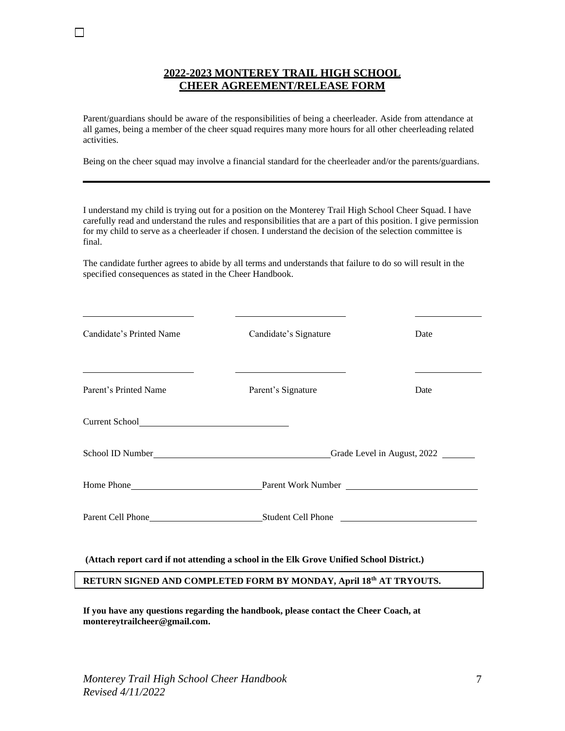☐

## 2022-2023 MONTEREY TRAIL HIGH SCHOOL CHEER AGREEMENT/RELEASE FORM

Parent/guardians should be aware of the responsibilities of being a cheerleader. Aside from attendance at all games, being a member of the cheer squad requires many more hours for all other cheerleading related activities.

Being on the cheer squad may involve a financial standard for the cheerleader and/or the parents/guardians.

---

I understand my child is trying out for a position on the Monterey Trail High School Cheer Squad. I have carefully read and understand the rules and responsibilities that are a part of this position. I give permission for my child to serve as a cheerleader if chosen. I understand the decision of the selection committee is final.

The candidate further agrees to abide by all terms and understands that failure to do so will result in the specified consequences as stated in the Cheer Handbook.

| | | |
|---|---|---|
| ______________________ | ______________________ | ____________ |
| Candidate's Printed Name | Candidate's Signature | Date |
| ______________________ | ______________________ | ____________ |
| Parent's Printed Name | Parent's Signature | Date |

Current School ______________________________

School ID Number ____________________________________ Grade Level in August, 2022 _______

Home Phone __________________________ Parent Work Number __________________________

Parent Cell Phone ______________________ Student Cell Phone ___________________________

**(Attach report card if not attending a school in the Elk Grove Unified School District.)**

**RETURN SIGNED AND COMPLETED FORM BY MONDAY, April 18th AT TRYOUTS.**

**If you have any questions regarding the handbook, please contact the Cheer Coach, at montereytrailcheer@gmail.com.**